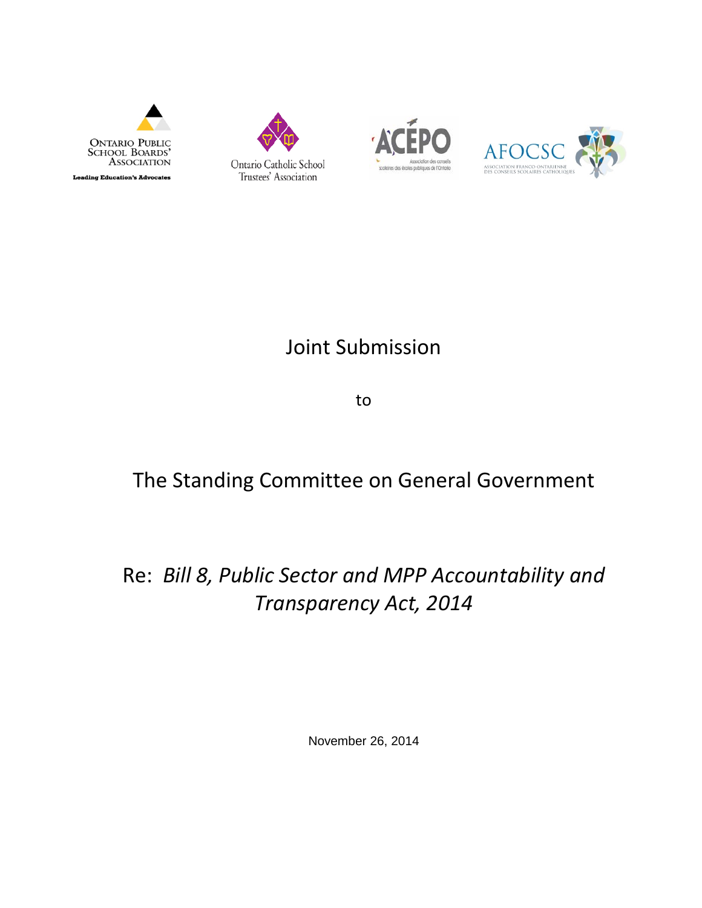Ontario Public School Boards' Association

Leading Education's Advocates

Ontario Catholic School Trustees' Association

ACÉPO

Association des conseils scolaires des écoles publiques de l'Ontario

AFOCSC

Association franco-ontarienne des conseils scolaires catholiques

# Joint Submission

to

# The Standing Committee on General Government

# Re: *Bill 8, Public Sector and MPP Accountability and Transparency Act, 2014*

November 26, 2014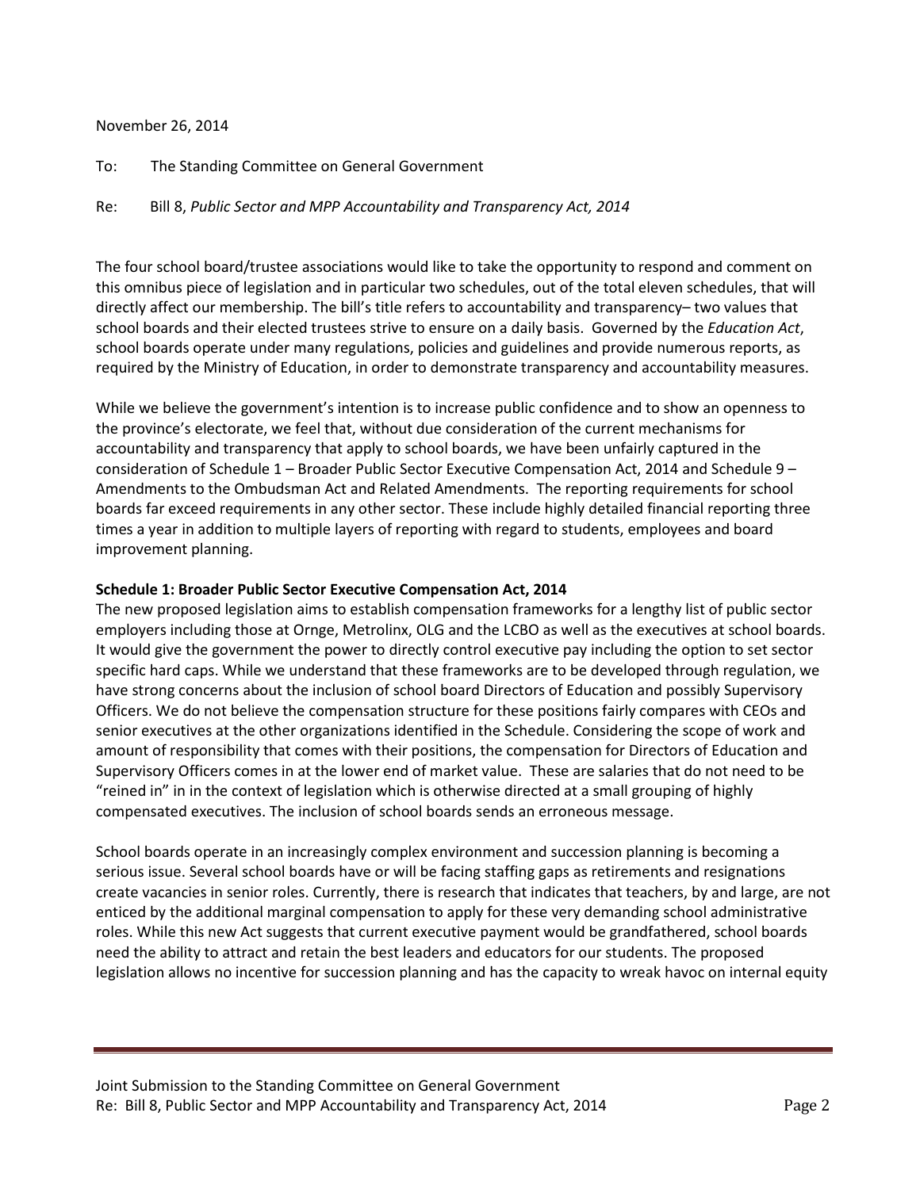November 26, 2014

To: The Standing Committee on General Government

Re: Bill 8, *Public Sector and MPP Accountability and Transparency Act, 2014*

The four school board/trustee associations would like to take the opportunity to respond and comment on this omnibus piece of legislation and in particular two schedules, out of the total eleven schedules, that will directly affect our membership. The bill's title refers to accountability and transparency– two values that school boards and their elected trustees strive to ensure on a daily basis. Governed by the *Education Act*, school boards operate under many regulations, policies and guidelines and provide numerous reports, as required by the Ministry of Education, in order to demonstrate transparency and accountability measures.

While we believe the government's intention is to increase public confidence and to show an openness to the province's electorate, we feel that, without due consideration of the current mechanisms for accountability and transparency that apply to school boards, we have been unfairly captured in the consideration of Schedule 1 – Broader Public Sector Executive Compensation Act, 2014 and Schedule 9 – Amendments to the Ombudsman Act and Related Amendments. The reporting requirements for school boards far exceed requirements in any other sector. These include highly detailed financial reporting three times a year in addition to multiple layers of reporting with regard to students, employees and board improvement planning.

**Schedule 1: Broader Public Sector Executive Compensation Act, 2014**

The new proposed legislation aims to establish compensation frameworks for a lengthy list of public sector employers including those at Ornge, Metrolinx, OLG and the LCBO as well as the executives at school boards. It would give the government the power to directly control executive pay including the option to set sector specific hard caps. While we understand that these frameworks are to be developed through regulation, we have strong concerns about the inclusion of school board Directors of Education and possibly Supervisory Officers. We do not believe the compensation structure for these positions fairly compares with CEOs and senior executives at the other organizations identified in the Schedule. Considering the scope of work and amount of responsibility that comes with their positions, the compensation for Directors of Education and Supervisory Officers comes in at the lower end of market value. These are salaries that do not need to be "reined in" in in the context of legislation which is otherwise directed at a small grouping of highly compensated executives. The inclusion of school boards sends an erroneous message.

School boards operate in an increasingly complex environment and succession planning is becoming a serious issue. Several school boards have or will be facing staffing gaps as retirements and resignations create vacancies in senior roles. Currently, there is research that indicates that teachers, by and large, are not enticed by the additional marginal compensation to apply for these very demanding school administrative roles. While this new Act suggests that current executive payment would be grandfathered, school boards need the ability to attract and retain the best leaders and educators for our students. The proposed legislation allows no incentive for succession planning and has the capacity to wreak havoc on internal equity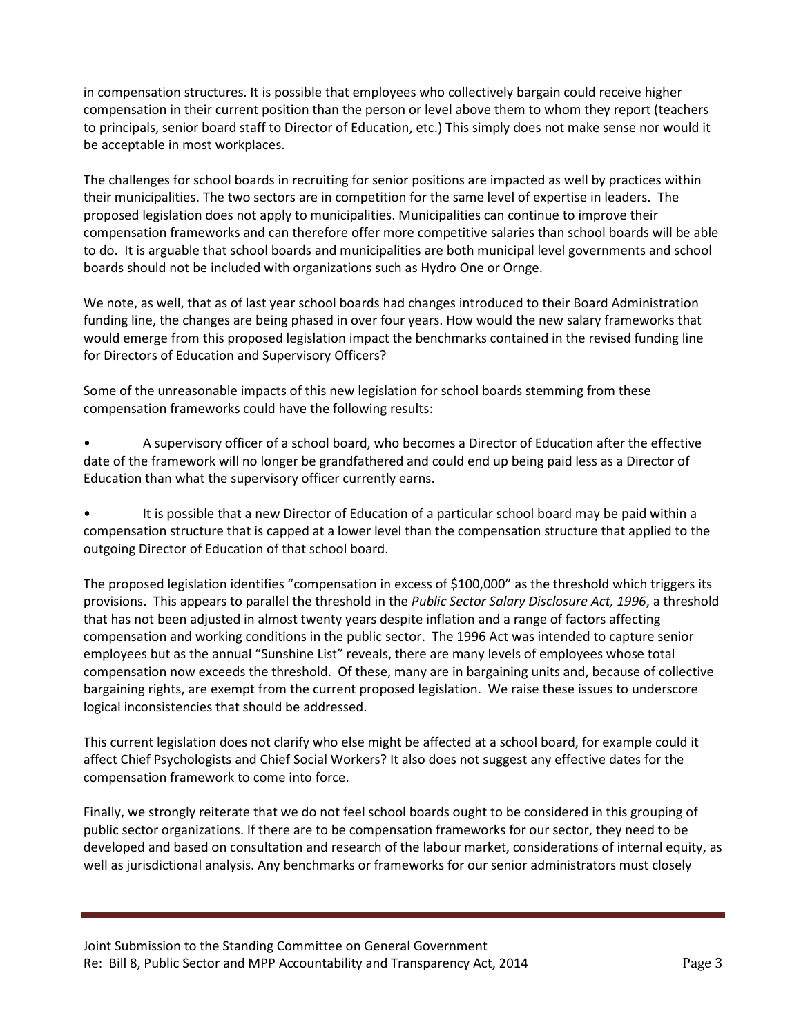in compensation structures. It is possible that employees who collectively bargain could receive higher compensation in their current position than the person or level above them to whom they report (teachers to principals, senior board staff to Director of Education, etc.) This simply does not make sense nor would it be acceptable in most workplaces.

The challenges for school boards in recruiting for senior positions are impacted as well by practices within their municipalities. The two sectors are in competition for the same level of expertise in leaders. The proposed legislation does not apply to municipalities. Municipalities can continue to improve their compensation frameworks and can therefore offer more competitive salaries than school boards will be able to do. It is arguable that school boards and municipalities are both municipal level governments and school boards should not be included with organizations such as Hydro One or Ornge.

We note, as well, that as of last year school boards had changes introduced to their Board Administration funding line, the changes are being phased in over four years. How would the new salary frameworks that would emerge from this proposed legislation impact the benchmarks contained in the revised funding line for Directors of Education and Supervisory Officers?

Some of the unreasonable impacts of this new legislation for school boards stemming from these compensation frameworks could have the following results:

- A supervisory officer of a school board, who becomes a Director of Education after the effective date of the framework will no longer be grandfathered and could end up being paid less as a Director of Education than what the supervisory officer currently earns.

- It is possible that a new Director of Education of a particular school board may be paid within a compensation structure that is capped at a lower level than the compensation structure that applied to the outgoing Director of Education of that school board.

The proposed legislation identifies "compensation in excess of $100,000" as the threshold which triggers its provisions. This appears to parallel the threshold in the *Public Sector Salary Disclosure Act, 1996*, a threshold that has not been adjusted in almost twenty years despite inflation and a range of factors affecting compensation and working conditions in the public sector. The 1996 Act was intended to capture senior employees but as the annual "Sunshine List" reveals, there are many levels of employees whose total compensation now exceeds the threshold. Of these, many are in bargaining units and, because of collective bargaining rights, are exempt from the current proposed legislation. We raise these issues to underscore logical inconsistencies that should be addressed.

This current legislation does not clarify who else might be affected at a school board, for example could it affect Chief Psychologists and Chief Social Workers? It also does not suggest any effective dates for the compensation framework to come into force.

Finally, we strongly reiterate that we do not feel school boards ought to be considered in this grouping of public sector organizations. If there are to be compensation frameworks for our sector, they need to be developed and based on consultation and research of the labour market, considerations of internal equity, as well as jurisdictional analysis. Any benchmarks or frameworks for our senior administrators must closely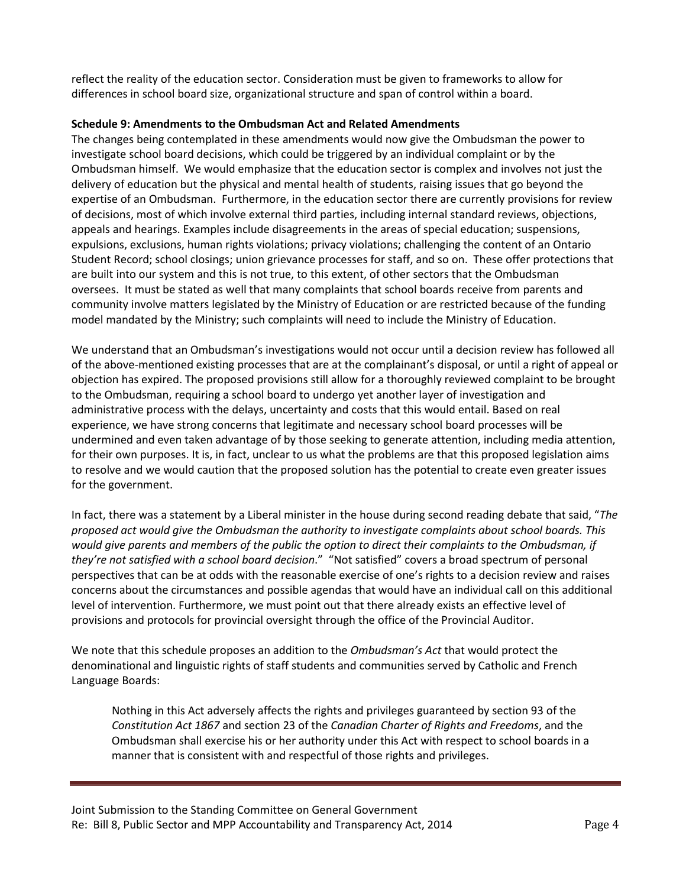reflect the reality of the education sector. Consideration must be given to frameworks to allow for differences in school board size, organizational structure and span of control within a board.

**Schedule 9: Amendments to the Ombudsman Act and Related Amendments**

The changes being contemplated in these amendments would now give the Ombudsman the power to investigate school board decisions, which could be triggered by an individual complaint or by the Ombudsman himself. We would emphasize that the education sector is complex and involves not just the delivery of education but the physical and mental health of students, raising issues that go beyond the expertise of an Ombudsman. Furthermore, in the education sector there are currently provisions for review of decisions, most of which involve external third parties, including internal standard reviews, objections, appeals and hearings. Examples include disagreements in the areas of special education; suspensions, expulsions, exclusions, human rights violations; privacy violations; challenging the content of an Ontario Student Record; school closings; union grievance processes for staff, and so on. These offer protections that are built into our system and this is not true, to this extent, of other sectors that the Ombudsman oversees. It must be stated as well that many complaints that school boards receive from parents and community involve matters legislated by the Ministry of Education or are restricted because of the funding model mandated by the Ministry; such complaints will need to include the Ministry of Education.

We understand that an Ombudsman's investigations would not occur until a decision review has followed all of the above-mentioned existing processes that are at the complainant's disposal, or until a right of appeal or objection has expired. The proposed provisions still allow for a thoroughly reviewed complaint to be brought to the Ombudsman, requiring a school board to undergo yet another layer of investigation and administrative process with the delays, uncertainty and costs that this would entail. Based on real experience, we have strong concerns that legitimate and necessary school board processes will be undermined and even taken advantage of by those seeking to generate attention, including media attention, for their own purposes. It is, in fact, unclear to us what the problems are that this proposed legislation aims to resolve and we would caution that the proposed solution has the potential to create even greater issues for the government.

In fact, there was a statement by a Liberal minister in the house during second reading debate that said, "*The proposed act would give the Ombudsman the authority to investigate complaints about school boards. This would give parents and members of the public the option to direct their complaints to the Ombudsman, if they're not satisfied with a school board decision*." "Not satisfied" covers a broad spectrum of personal perspectives that can be at odds with the reasonable exercise of one's rights to a decision review and raises concerns about the circumstances and possible agendas that would have an individual call on this additional level of intervention. Furthermore, we must point out that there already exists an effective level of provisions and protocols for provincial oversight through the office of the Provincial Auditor.

We note that this schedule proposes an addition to the *Ombudsman's Act* that would protect the denominational and linguistic rights of staff students and communities served by Catholic and French Language Boards:

> Nothing in this Act adversely affects the rights and privileges guaranteed by section 93 of the *Constitution Act 1867* and section 23 of the *Canadian Charter of Rights and Freedoms*, and the Ombudsman shall exercise his or her authority under this Act with respect to school boards in a manner that is consistent with and respectful of those rights and privileges.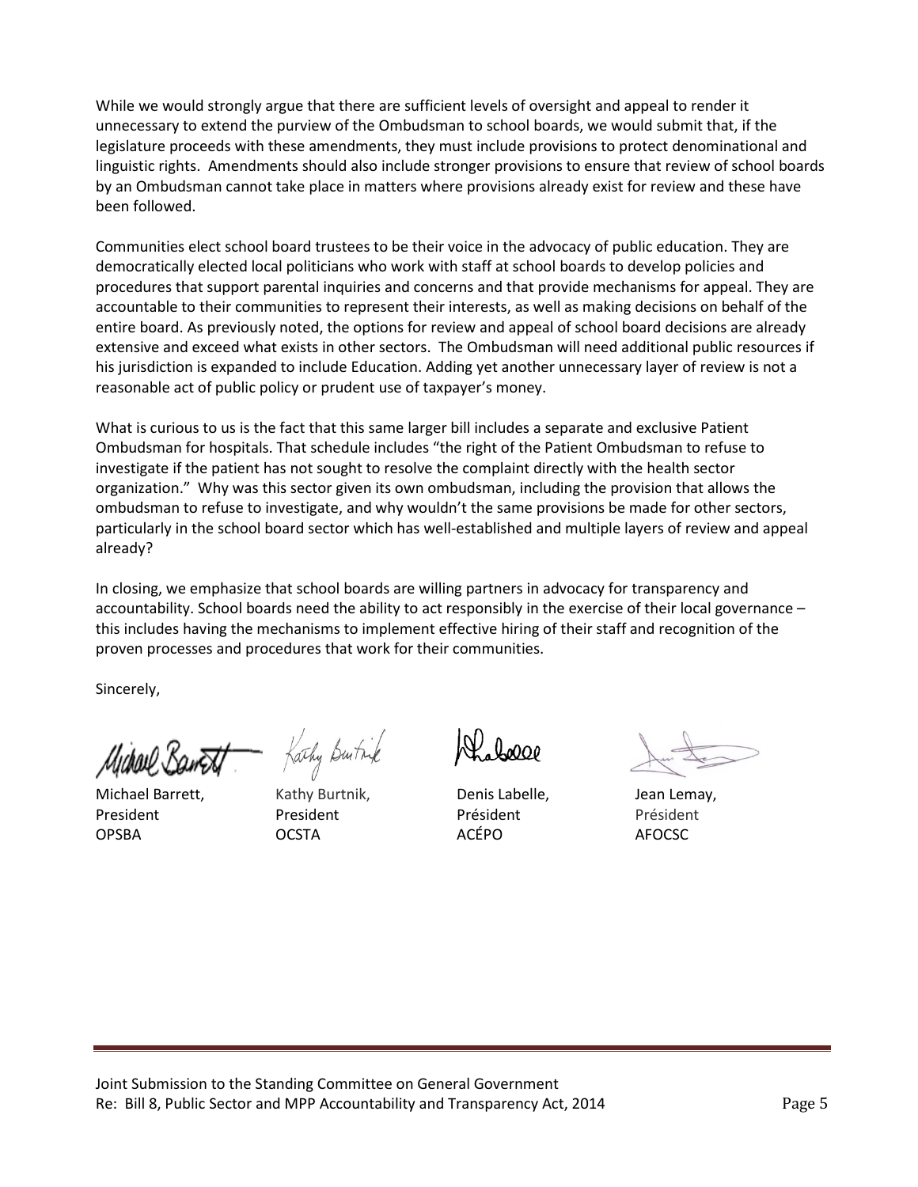While we would strongly argue that there are sufficient levels of oversight and appeal to render it unnecessary to extend the purview of the Ombudsman to school boards, we would submit that, if the legislature proceeds with these amendments, they must include provisions to protect denominational and linguistic rights. Amendments should also include stronger provisions to ensure that review of school boards by an Ombudsman cannot take place in matters where provisions already exist for review and these have been followed.

Communities elect school board trustees to be their voice in the advocacy of public education. They are democratically elected local politicians who work with staff at school boards to develop policies and procedures that support parental inquiries and concerns and that provide mechanisms for appeal. They are accountable to their communities to represent their interests, as well as making decisions on behalf of the entire board. As previously noted, the options for review and appeal of school board decisions are already extensive and exceed what exists in other sectors. The Ombudsman will need additional public resources if his jurisdiction is expanded to include Education. Adding yet another unnecessary layer of review is not a reasonable act of public policy or prudent use of taxpayer's money.

What is curious to us is the fact that this same larger bill includes a separate and exclusive Patient Ombudsman for hospitals. That schedule includes "the right of the Patient Ombudsman to refuse to investigate if the patient has not sought to resolve the complaint directly with the health sector organization." Why was this sector given its own ombudsman, including the provision that allows the ombudsman to refuse to investigate, and why wouldn't the same provisions be made for other sectors, particularly in the school board sector which has well-established and multiple layers of review and appeal already?

In closing, we emphasize that school boards are willing partners in advocacy for transparency and accountability. School boards need the ability to act responsibly in the exercise of their local governance – this includes having the mechanisms to implement effective hiring of their staff and recognition of the proven processes and procedures that work for their communities.

Sincerely,

| | | | |
|---|---|---|---|
| Michael Barrett, | Kathy Burtnik, | Denis Labelle, | Jean Lemay, |
| President | President | Président | Président |
| OPSBA | OCSTA | ACÉPO | AFOCSC |

Joint Submission to the Standing Committee on General Government
Re: Bill 8, Public Sector and MPP Accountability and Transparency Act, 2014